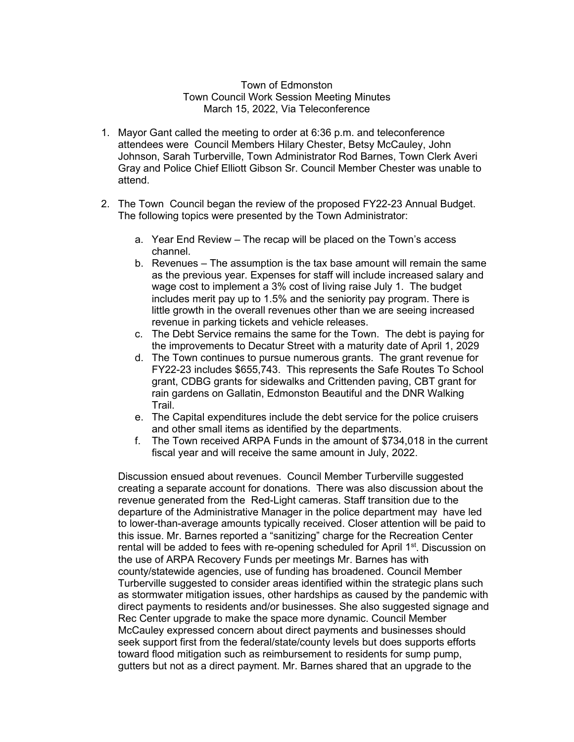Town of Edmonston
Town Council Work Session Meeting Minutes
March 15, 2022, Via Teleconference

1. Mayor Gant called the meeting to order at 6:36 p.m. and teleconference attendees were Council Members Hilary Chester, Betsy McCauley, John Johnson, Sarah Turberville, Town Administrator Rod Barnes, Town Clerk Averi Gray and Police Chief Elliott Gibson Sr. Council Member Chester was unable to attend.

2. The Town Council began the review of the proposed FY22-23 Annual Budget. The following topics were presented by the Town Administrator:

   a. Year End Review – The recap will be placed on the Town's access channel.
   b. Revenues – The assumption is the tax base amount will remain the same as the previous year. Expenses for staff will include increased salary and wage cost to implement a 3% cost of living raise July 1. The budget includes merit pay up to 1.5% and the seniority pay program. There is little growth in the overall revenues other than we are seeing increased revenue in parking tickets and vehicle releases.
   c. The Debt Service remains the same for the Town. The debt is paying for the improvements to Decatur Street with a maturity date of April 1, 2029
   d. The Town continues to pursue numerous grants. The grant revenue for FY22-23 includes $655,743. This represents the Safe Routes To School grant, CDBG grants for sidewalks and Crittenden paving, CBT grant for rain gardens on Gallatin, Edmonston Beautiful and the DNR Walking Trail.
   e. The Capital expenditures include the debt service for the police cruisers and other small items as identified by the departments.
   f. The Town received ARPA Funds in the amount of $734,018 in the current fiscal year and will receive the same amount in July, 2022.

   Discussion ensued about revenues. Council Member Turberville suggested creating a separate account for donations. There was also discussion about the revenue generated from the Red-Light cameras. Staff transition due to the departure of the Administrative Manager in the police department may have led to lower-than-average amounts typically received. Closer attention will be paid to this issue. Mr. Barnes reported a "sanitizing" charge for the Recreation Center rental will be added to fees with re-opening scheduled for April 1st. Discussion on the use of ARPA Recovery Funds per meetings Mr. Barnes has with county/statewide agencies, use of funding has broadened. Council Member Turberville suggested to consider areas identified within the strategic plans such as stormwater mitigation issues, other hardships as caused by the pandemic with direct payments to residents and/or businesses. She also suggested signage and Rec Center upgrade to make the space more dynamic. Council Member McCauley expressed concern about direct payments and businesses should seek support first from the federal/state/county levels but does supports efforts toward flood mitigation such as reimbursement to residents for sump pump, gutters but not as a direct payment. Mr. Barnes shared that an upgrade to the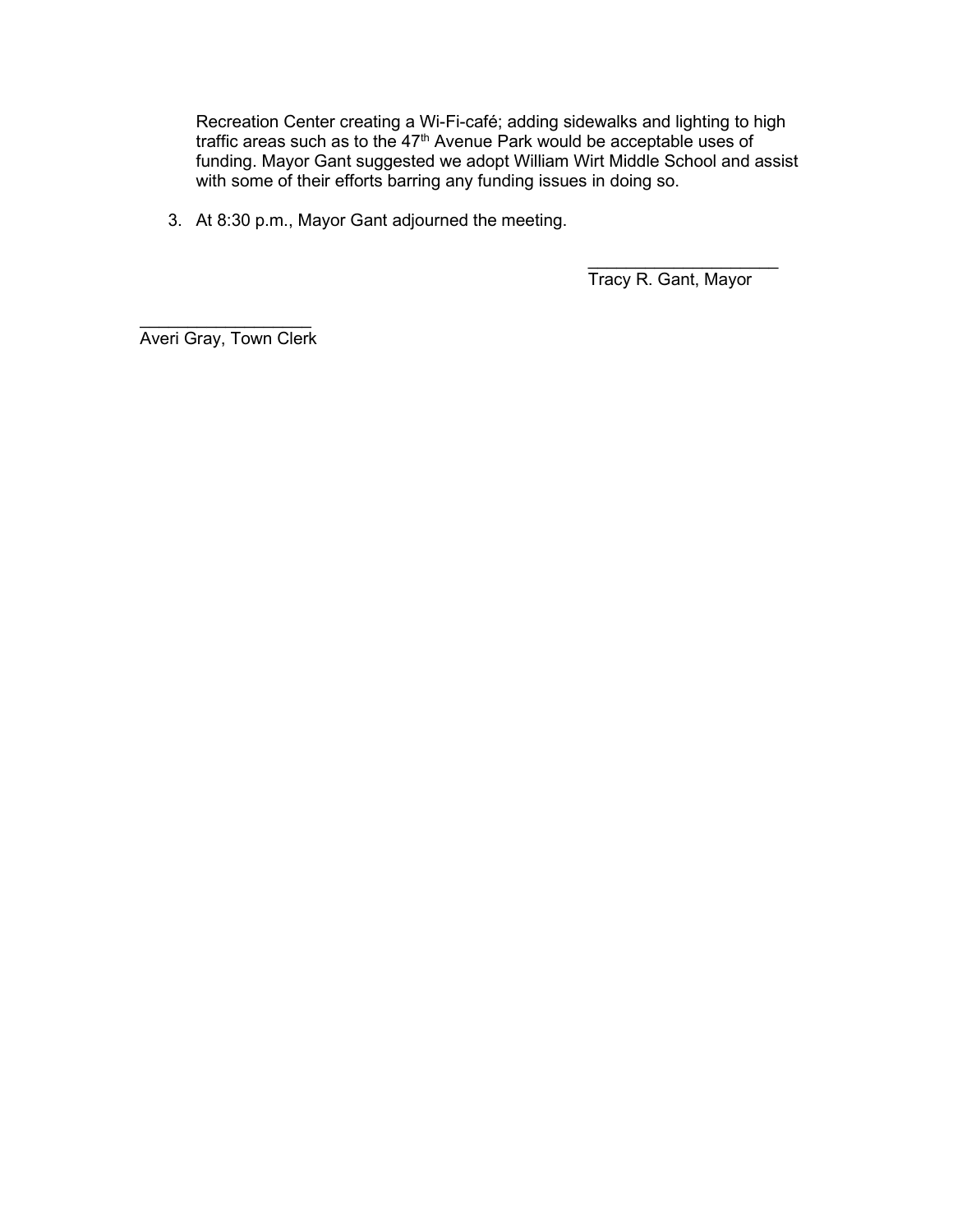Recreation Center creating a Wi-Fi-café; adding sidewalks and lighting to high traffic areas such as to the 47th Avenue Park would be acceptable uses of funding. Mayor Gant suggested we adopt William Wirt Middle School and assist with some of their efforts barring any funding issues in doing so.

3. At 8:30 p.m., Mayor Gant adjourned the meeting.

\_\_\_\_\_\_\_\_\_\_\_\_\_\_\_\_\_\_\_\_
Tracy R. Gant, Mayor

\_\_\_\_\_\_\_\_\_\_\_\_\_\_\_\_\_\_
Averi Gray, Town Clerk